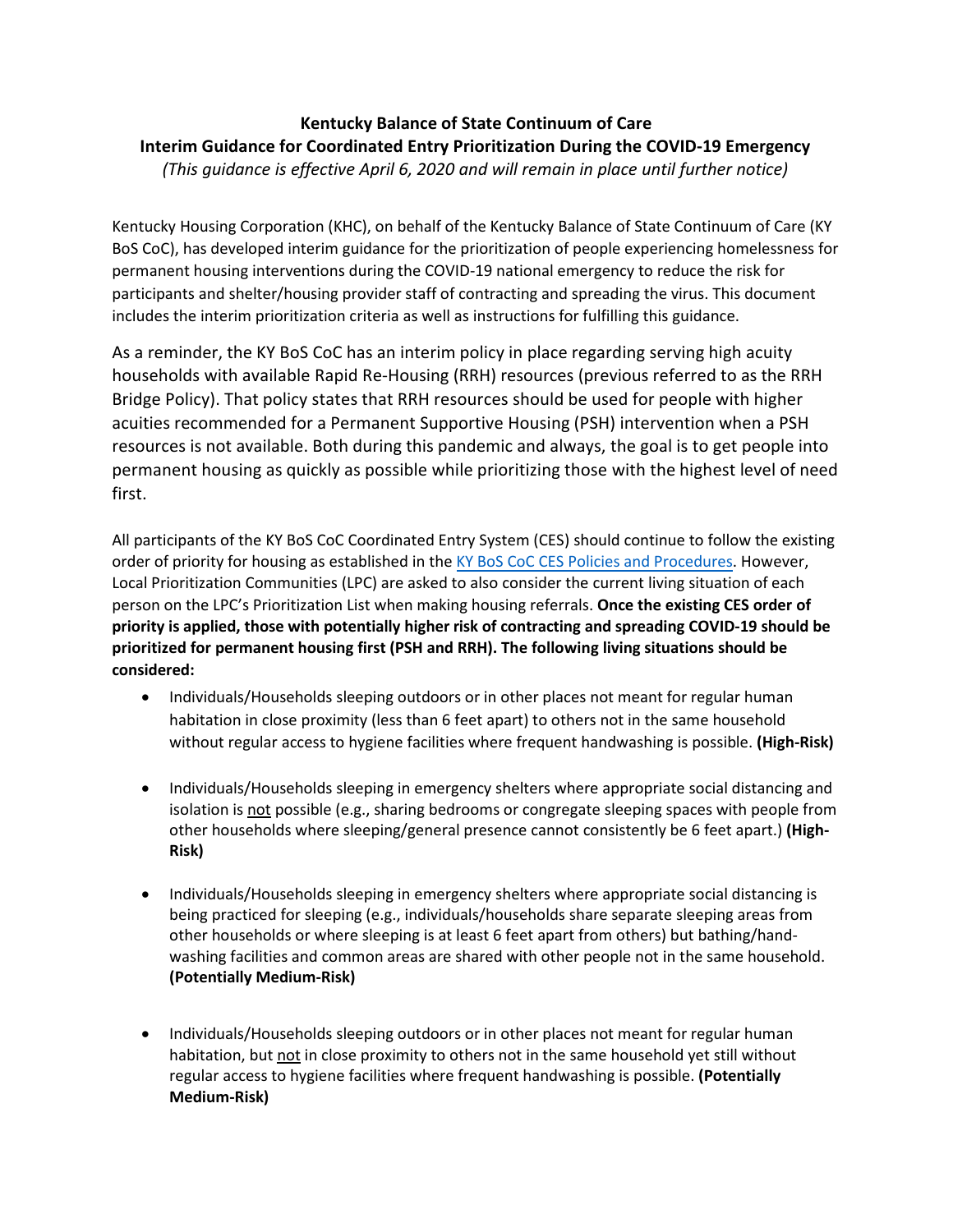# Kentucky Balance of State Continuum of Care

## Interim Guidance for Coordinated Entry Prioritization During the COVID-19 Emergency

*(This guidance is effective April 6, 2020 and will remain in place until further notice)*

Kentucky Housing Corporation (KHC), on behalf of the Kentucky Balance of State Continuum of Care (KY BoS CoC), has developed interim guidance for the prioritization of people experiencing homelessness for permanent housing interventions during the COVID-19 national emergency to reduce the risk for participants and shelter/housing provider staff of contracting and spreading the virus. This document includes the interim prioritization criteria as well as instructions for fulfilling this guidance.

As a reminder, the KY BoS CoC has an interim policy in place regarding serving high acuity households with available Rapid Re-Housing (RRH) resources (previous referred to as the RRH Bridge Policy). That policy states that RRH resources should be used for people with higher acuities recommended for a Permanent Supportive Housing (PSH) intervention when a PSH resources is not available. Both during this pandemic and always, the goal is to get people into permanent housing as quickly as possible while prioritizing those with the highest level of need first.

All participants of the KY BoS CoC Coordinated Entry System (CES) should continue to follow the existing order of priority for housing as established in the KY BoS CoC CES Policies and Procedures. However, Local Prioritization Communities (LPC) are asked to also consider the current living situation of each person on the LPC's Prioritization List when making housing referrals. **Once the existing CES order of priority is applied, those with potentially higher risk of contracting and spreading COVID-19 should be prioritized for permanent housing first (PSH and RRH). The following living situations should be considered:**

- Individuals/Households sleeping outdoors or in other places not meant for regular human habitation in close proximity (less than 6 feet apart) to others not in the same household without regular access to hygiene facilities where frequent handwashing is possible. **(High-Risk)**

- Individuals/Households sleeping in emergency shelters where appropriate social distancing and isolation is not possible (e.g., sharing bedrooms or congregate sleeping spaces with people from other households where sleeping/general presence cannot consistently be 6 feet apart.) **(High-Risk)**

- Individuals/Households sleeping in emergency shelters where appropriate social distancing is being practiced for sleeping (e.g., individuals/households share separate sleeping areas from other households or where sleeping is at least 6 feet apart from others) but bathing/hand-washing facilities and common areas are shared with other people not in the same household. **(Potentially Medium-Risk)**

- Individuals/Households sleeping outdoors or in other places not meant for regular human habitation, but not in close proximity to others not in the same household yet still without regular access to hygiene facilities where frequent handwashing is possible. **(Potentially Medium-Risk)**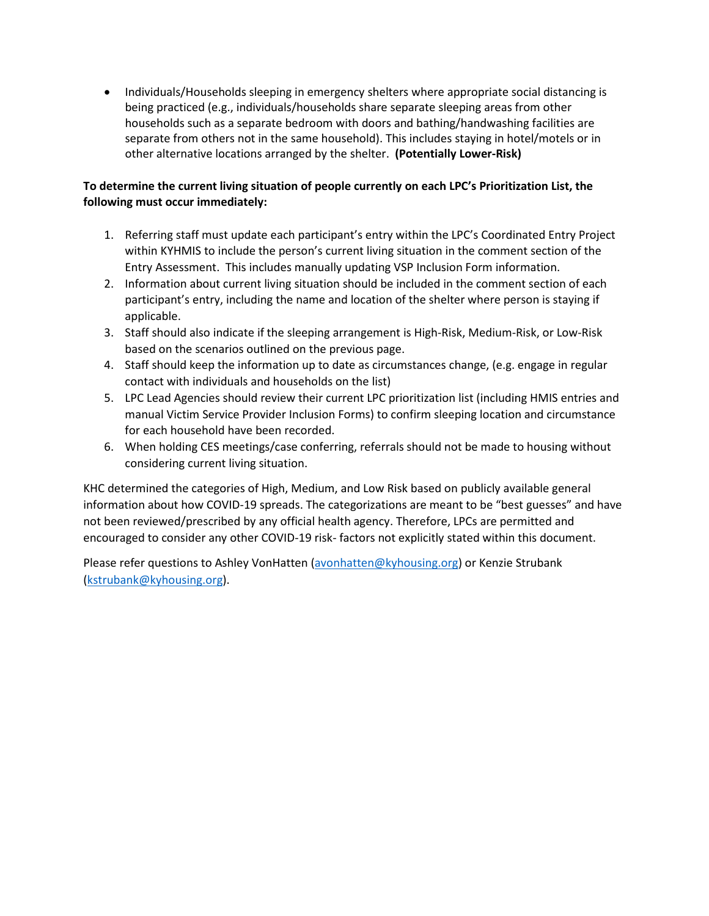- Individuals/Households sleeping in emergency shelters where appropriate social distancing is being practiced (e.g., individuals/households share separate sleeping areas from other households such as a separate bedroom with doors and bathing/handwashing facilities are separate from others not in the same household). This includes staying in hotel/motels or in other alternative locations arranged by the shelter. **(Potentially Lower-Risk)**

**To determine the current living situation of people currently on each LPC's Prioritization List, the following must occur immediately:**

1. Referring staff must update each participant's entry within the LPC's Coordinated Entry Project within KYHMIS to include the person's current living situation in the comment section of the Entry Assessment. This includes manually updating VSP Inclusion Form information.
2. Information about current living situation should be included in the comment section of each participant's entry, including the name and location of the shelter where person is staying if applicable.
3. Staff should also indicate if the sleeping arrangement is High-Risk, Medium-Risk, or Low-Risk based on the scenarios outlined on the previous page.
4. Staff should keep the information up to date as circumstances change, (e.g. engage in regular contact with individuals and households on the list)
5. LPC Lead Agencies should review their current LPC prioritization list (including HMIS entries and manual Victim Service Provider Inclusion Forms) to confirm sleeping location and circumstance for each household have been recorded.
6. When holding CES meetings/case conferring, referrals should not be made to housing without considering current living situation.

KHC determined the categories of High, Medium, and Low Risk based on publicly available general information about how COVID-19 spreads. The categorizations are meant to be "best guesses" and have not been reviewed/prescribed by any official health agency. Therefore, LPCs are permitted and encouraged to consider any other COVID-19 risk- factors not explicitly stated within this document.

Please refer questions to Ashley VonHatten (avonhatten@kyhousing.org) or Kenzie Strubank (kstrubank@kyhousing.org).